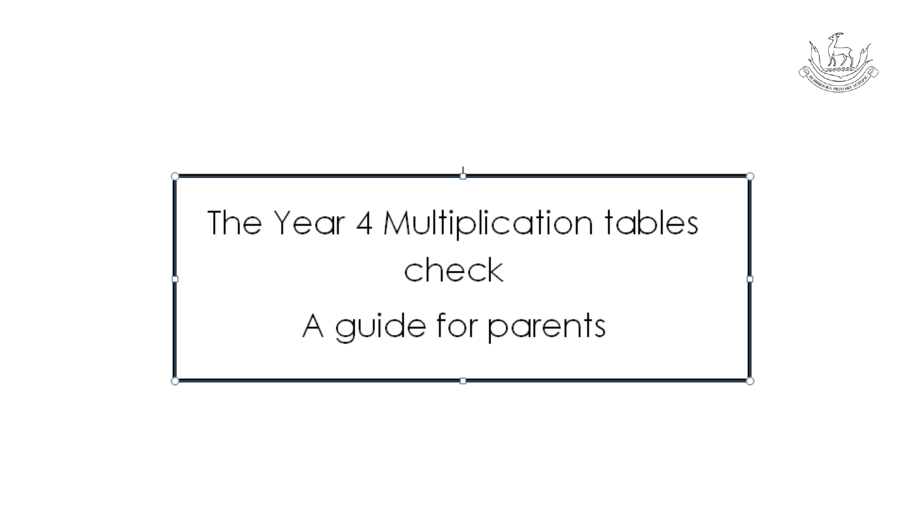# The Year 4 Multiplication tables check

## A guide for parents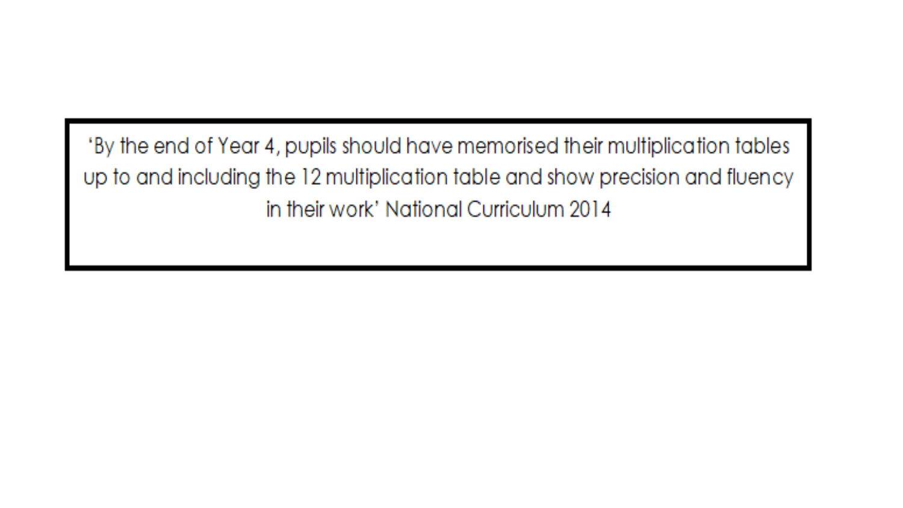'By the end of Year 4, pupils should have memorised their multiplication tables up to and including the 12 multiplication table and show precision and fluency in their work' National Curriculum 2014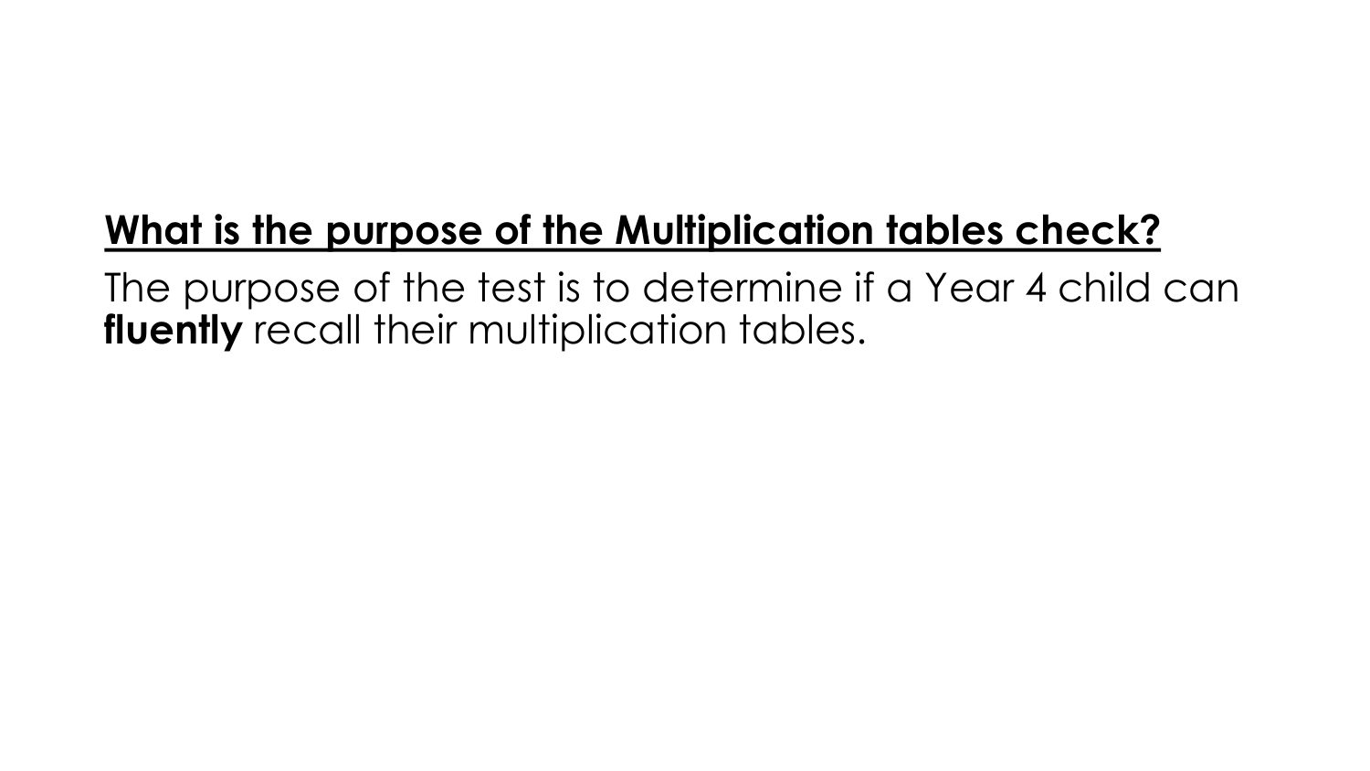## What is the purpose of the Multiplication tables check?

The purpose of the test is to determine if a Year 4 child can **fluently** recall their multiplication tables.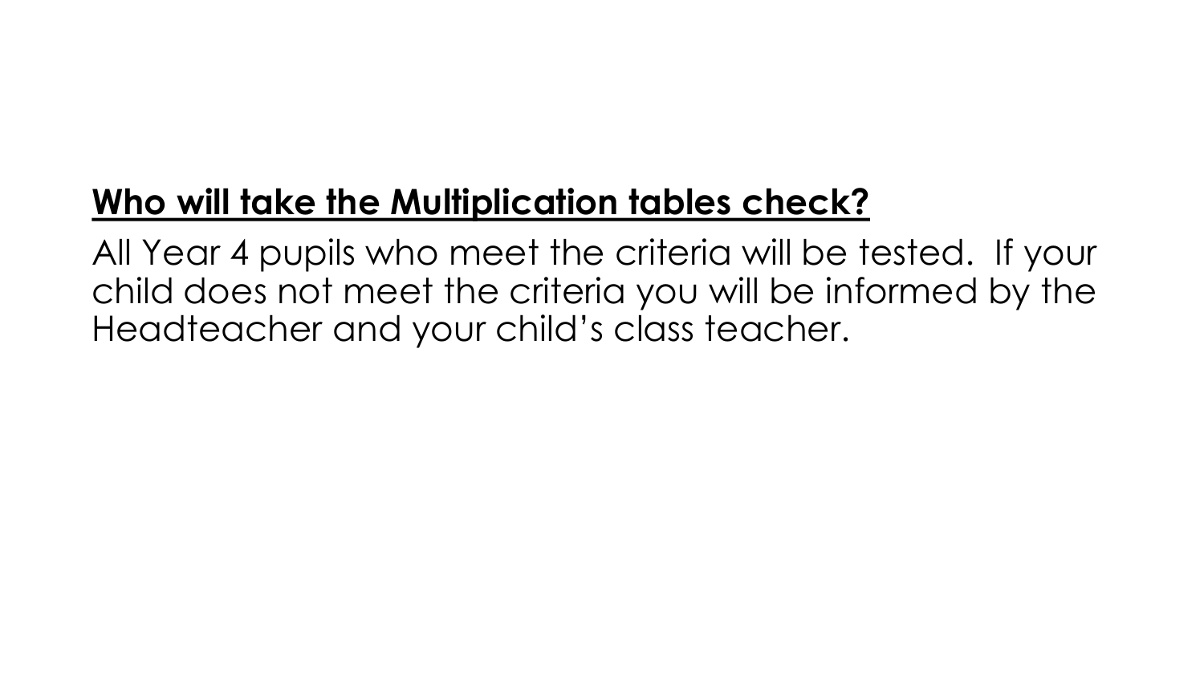## **Who will take the Multiplication tables check?**

All Year 4 pupils who meet the criteria will be tested. If your child does not meet the criteria you will be informed by the Headteacher and your child's class teacher.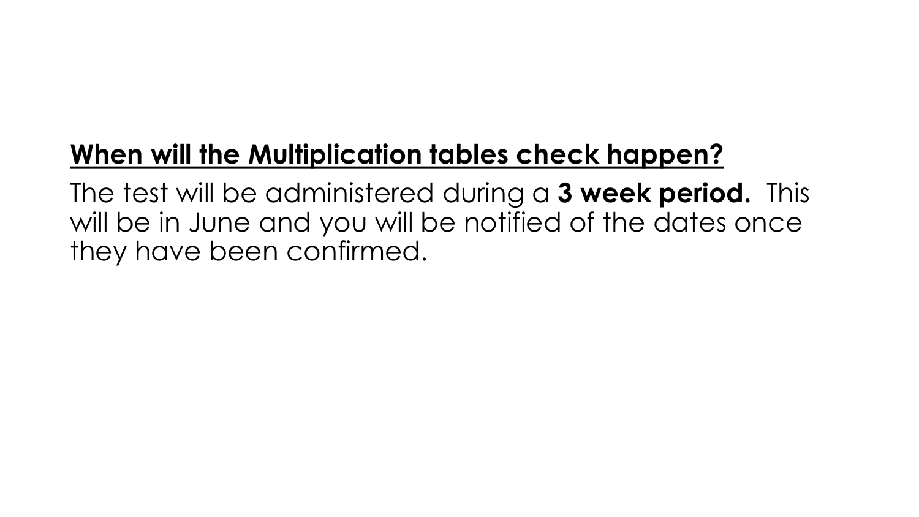## When will the Multiplication tables check happen?

The test will be administered during a **3 week period.** This will be in June and you will be notified of the dates once they have been confirmed.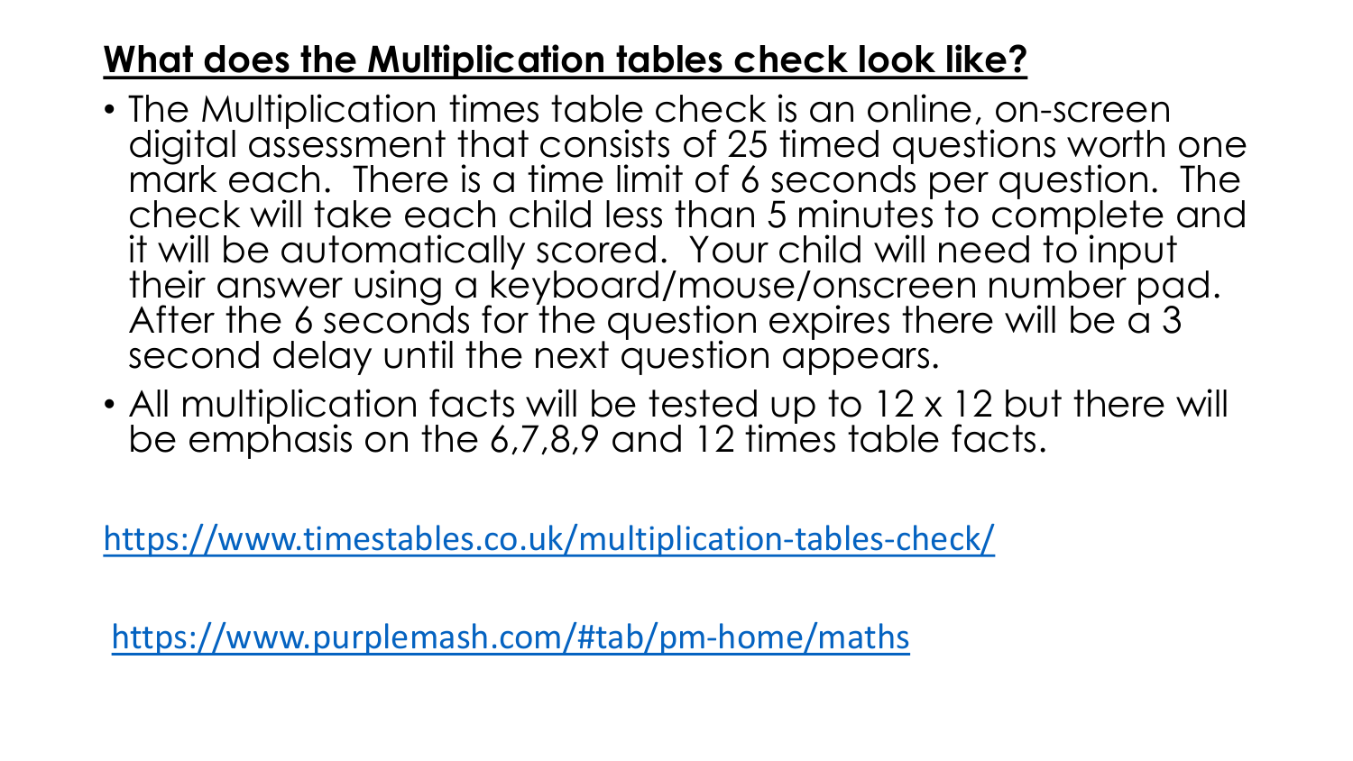## **What does the Multiplication tables check look like?**

- The Multiplication times table check is an online, on-screen digital assessment that consists of 25 timed questions worth one mark each. There is a time limit of 6 seconds per question. The check will take each child less than 5 minutes to complete and it will be automatically scored. Your child will need to input their answer using a keyboard/mouse/onscreen number pad. After the 6 seconds for the question expires there will be a 3 second delay until the next question appears.
- All multiplication facts will be tested up to 12 x 12 but there will be emphasis on the 6,7,8,9 and 12 times table facts.

https://www.timestables.co.uk/multiplication-tables-check/

https://www.purplemash.com/#tab/pm-home/maths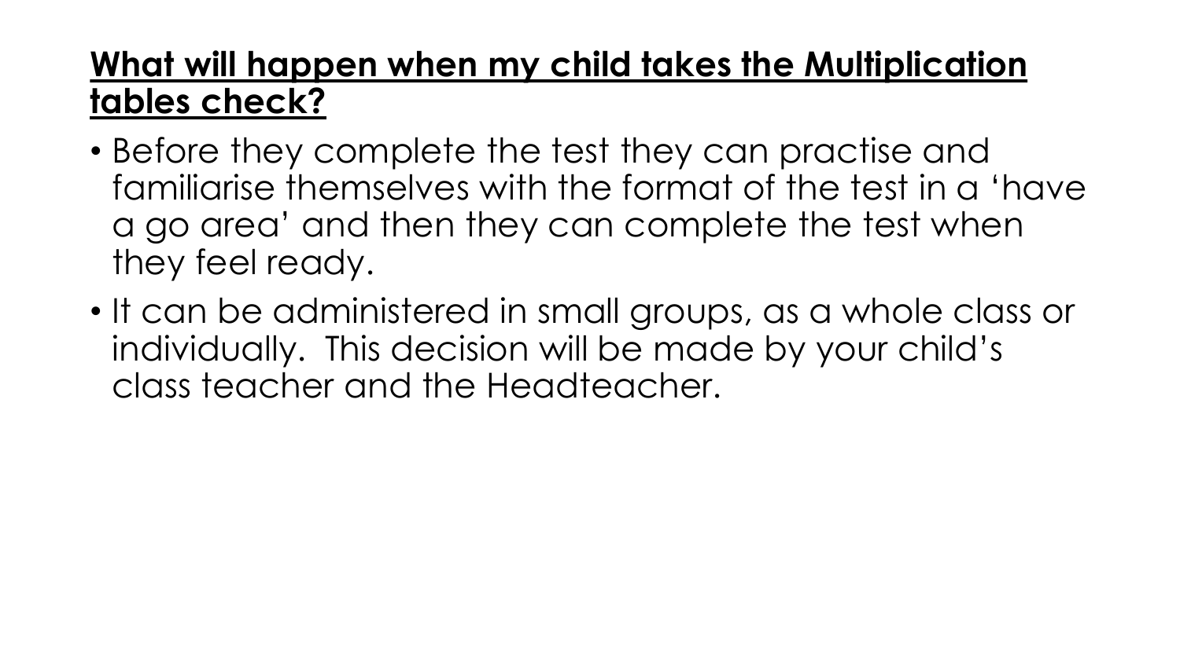## **What will happen when my child takes the Multiplication tables check?**

- Before they complete the test they can practise and familiarise themselves with the format of the test in a 'have a go area' and then they can complete the test when they feel ready.
- It can be administered in small groups, as a whole class or individually. This decision will be made by your child's class teacher and the Headteacher.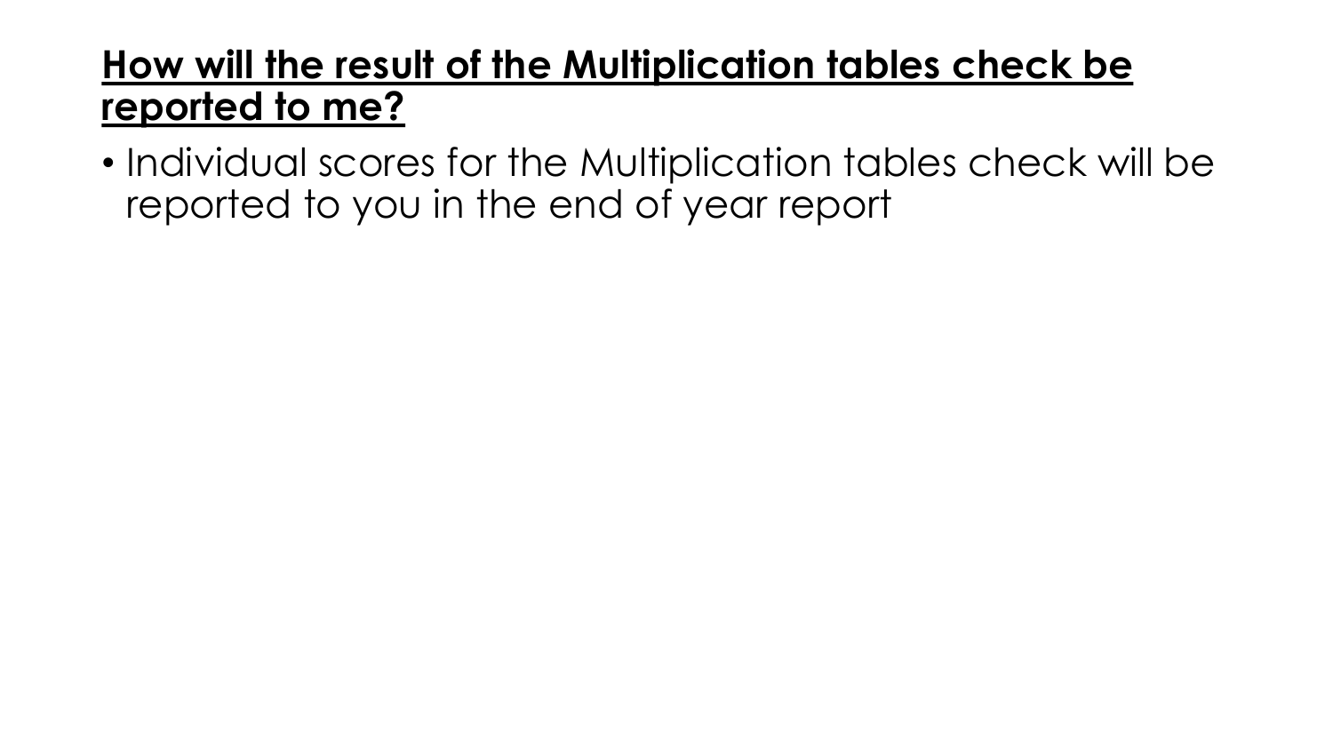## How will the result of the Multiplication tables check be reported to me?

- Individual scores for the Multiplication tables check will be reported to you in the end of year report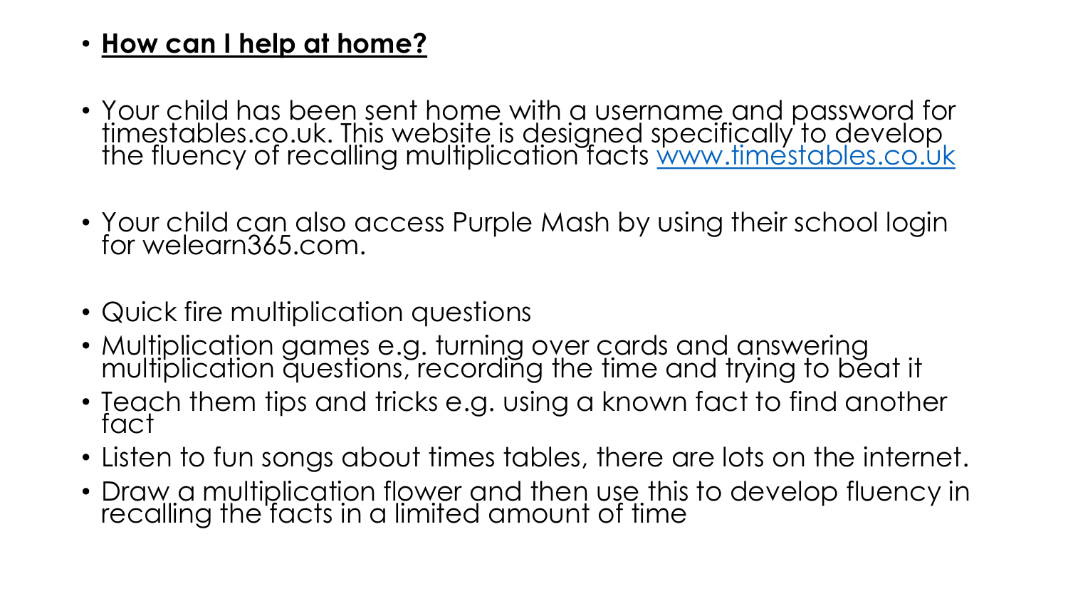- **How can I help at home?**

- Your child has been sent home with a username and password for timestables.co.uk. This website is designed specifically to develop the fluency of recalling multiplication facts www.timestables.co.uk

- Your child can also access Purple Mash by using their school login for welearn365.com.

- Quick fire multiplication questions
- Multiplication games e.g. turning over cards and answering multiplication questions, recording the time and trying to beat it
- Teach them tips and tricks e.g. using a known fact to find another fact
- Listen to fun songs about times tables, there are lots on the internet.
- Draw a multiplication flower and then use this to develop fluency in recalling the facts in a limited amount of time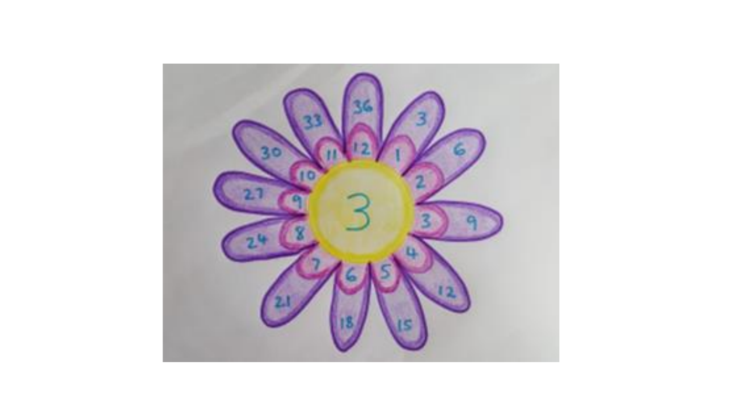3

| Inner petal | Outer petal |
|---|---|
| 1 | 3 |
| 2 | 6 |
| 3 | 9 |
| 4 | 12 |
| 5 | 15 |
| 6 | 18 |
| 7 | 21 |
| 8 | 24 |
| 9 | 27 |
| 10 | 30 |
| 11 | 33 |
| 12 | 36 |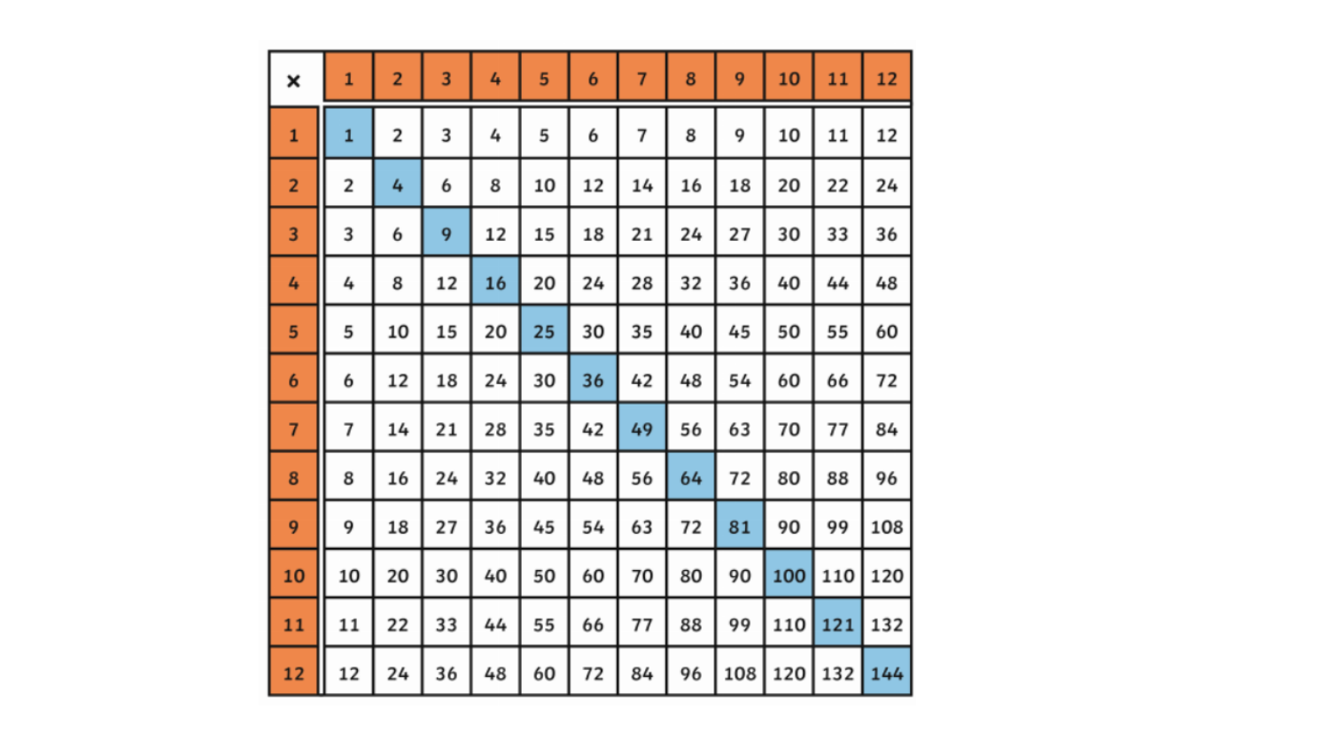| × | 1 | 2 | 3 | 4 | 5 | 6 | 7 | 8 | 9 | 10 | 11 | 12 |
|---|---|---|---|---|---|---|---|---|---|---|---|---|
| 1 | 1 | 2 | 3 | 4 | 5 | 6 | 7 | 8 | 9 | 10 | 11 | 12 |
| 2 | 2 | 4 | 6 | 8 | 10 | 12 | 14 | 16 | 18 | 20 | 22 | 24 |
| 3 | 3 | 6 | 9 | 12 | 15 | 18 | 21 | 24 | 27 | 30 | 33 | 36 |
| 4 | 4 | 8 | 12 | 16 | 20 | 24 | 28 | 32 | 36 | 40 | 44 | 48 |
| 5 | 5 | 10 | 15 | 20 | 25 | 30 | 35 | 40 | 45 | 50 | 55 | 60 |
| 6 | 6 | 12 | 18 | 24 | 30 | 36 | 42 | 48 | 54 | 60 | 66 | 72 |
| 7 | 7 | 14 | 21 | 28 | 35 | 42 | 49 | 56 | 63 | 70 | 77 | 84 |
| 8 | 8 | 16 | 24 | 32 | 40 | 48 | 56 | 64 | 72 | 80 | 88 | 96 |
| 9 | 9 | 18 | 27 | 36 | 45 | 54 | 63 | 72 | 81 | 90 | 99 | 108 |
| 10 | 10 | 20 | 30 | 40 | 50 | 60 | 70 | 80 | 90 | 100 | 110 | 120 |
| 11 | 11 | 22 | 33 | 44 | 55 | 66 | 77 | 88 | 99 | 110 | 121 | 132 |
| 12 | 12 | 24 | 36 | 48 | 60 | 72 | 84 | 96 | 108 | 120 | 132 | 144 |